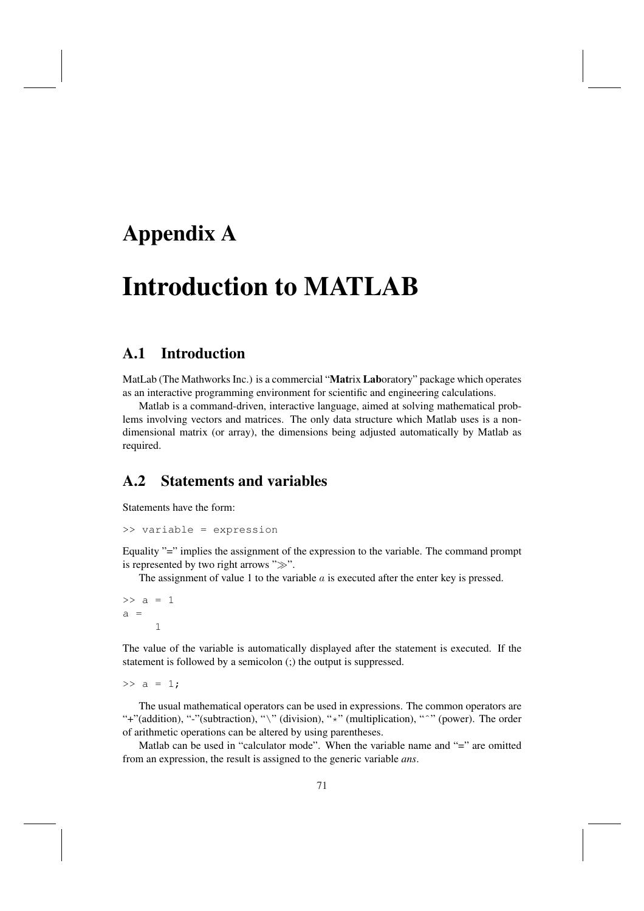# Appendix A

# Introduction to MATLAB

## A.1 Introduction

MatLab (The Mathworks Inc.) is a commercial "**Mat**rix **Lab**oratory" package which operates as an interactive programming environment for scientific and engineering calculations.

Matlab is a command-driven, interactive language, aimed at solving mathematical problems involving vectors and matrices. The only data structure which Matlab uses is a non-dimensional matrix (or array), the dimensions being adjusted automatically by Matlab as required.

## A.2 Statements and variables

Statements have the form:

```
>> variable = expression
```

Equality "=" implies the assignment of the expression to the variable. The command prompt is represented by two right arrows "≫".

The assignment of value 1 to the variable $a$ is executed after the enter key is pressed.

```
>> a = 1
a =
     1
```

The value of the variable is automatically displayed after the statement is executed. If the statement is followed by a semicolon (;) the output is suppressed.

```
>> a = 1;
```

The usual mathematical operators can be used in expressions. The common operators are "+"(addition), "-"(subtraction), "\" (division), "*" (multiplication), "^" (power). The order of arithmetic operations can be altered by using parentheses.

Matlab can be used in "calculator mode". When the variable name and "=" are omitted from an expression, the result is assigned to the generic variable *ans*.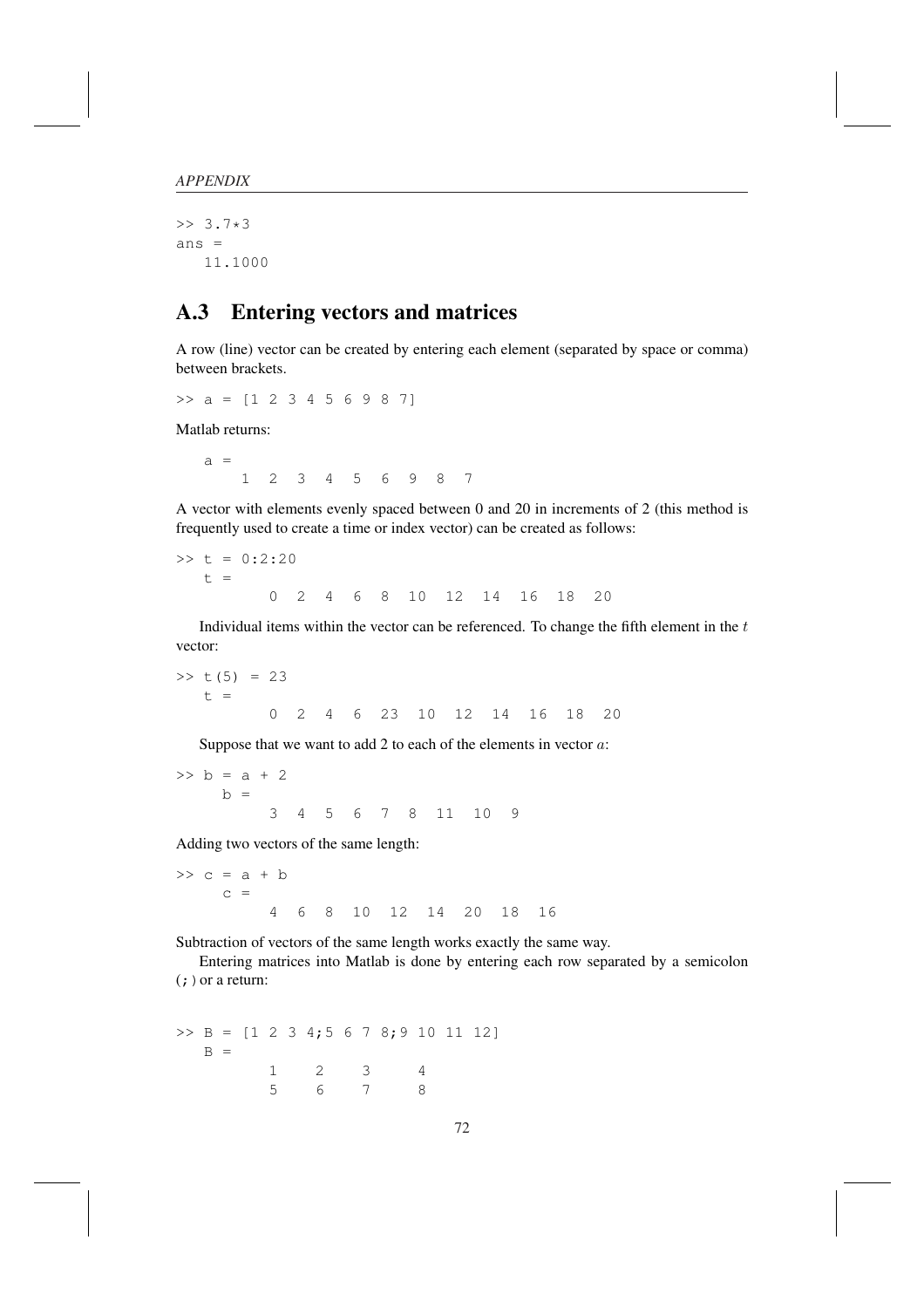```
>> 3.7*3
ans =
   11.1000
```

## A.3 Entering vectors and matrices

A row (line) vector can be created by entering each element (separated by space or comma) between brackets.

```
>> a = [1 2 3 4 5 6 9 8 7]
```

Matlab returns:

```
a =
    1  2  3  4  5  6  9  8  7
```

A vector with elements evenly spaced between 0 and 20 in increments of 2 (this method is frequently used to create a time or index vector) can be created as follows:

```
>> t = 0:2:20
   t =
         0  2  4  6  8  10  12  14  16  18  20
```

Individual items within the vector can be referenced. To change the fifth element in the $t$ vector:

```
>> t(5) = 23
   t =
         0  2  4  6  23  10  12  14  16  18  20
```

Suppose that we want to add 2 to each of the elements in vector $a$:

```
>> b = a + 2
     b =
         3  4  5  6  7  8  11  10  9
```

Adding two vectors of the same length:

```
>> c = a + b
     c =
         4  6  8  10  12  14  20  18  16
```

Subtraction of vectors of the same length works exactly the same way.

Entering matrices into Matlab is done by entering each row separated by a semicolon (;) or a return:

```
>> B = [1 2 3 4;5 6 7 8;9 10 11 12]
   B =
         1    2    3     4
         5    6    7     8
```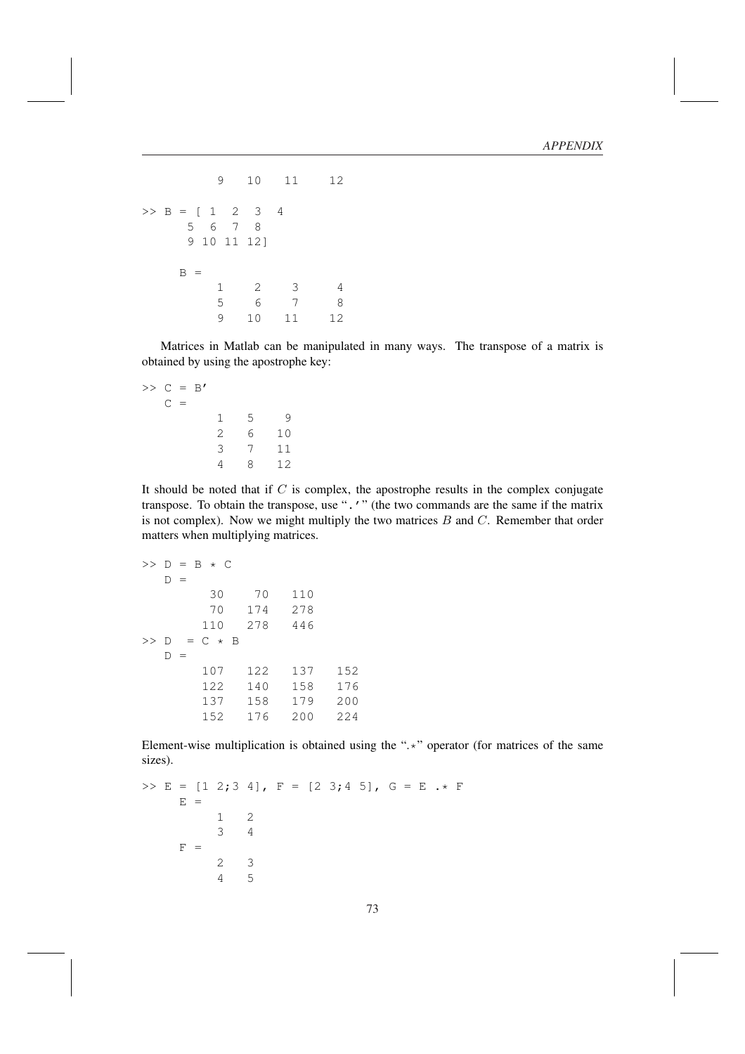```
        9    10    11    12
```

```
>> B = [ 1  2  3  4
      5  6  7  8
      9 10 11 12]

    B =
         1     2     3     4
         5     6     7     8
         9    10    11    12
```

Matrices in Matlab can be manipulated in many ways. The transpose of a matrix is obtained by using the apostrophe key:

```
>> C = B'
   C =
         1    5     9
         2    6    10
         3    7    11
         4    8    12
```

It should be noted that if $C$ is complex, the apostrophe results in the complex conjugate transpose. To obtain the transpose, use "`.'`" (the two commands are the same if the matrix is not complex). Now we might multiply the two matrices $B$ and $C$. Remember that order matters when multiplying matrices.

```
>> D = B * C
   D =
          30     70    110
          70    174    278
         110    278    446
>> D  = C * B
   D =
         107    122    137    152
         122    140    158    176
         137    158    179    200
         152    176    200    224
```

Element-wise multiplication is obtained using the "`.*`" operator (for matrices of the same sizes).

```
>> E = [1 2;3 4], F = [2 3;4 5], G = E .* F
     E =
          1    2
          3    4
     F =
          2    3
          4    5
```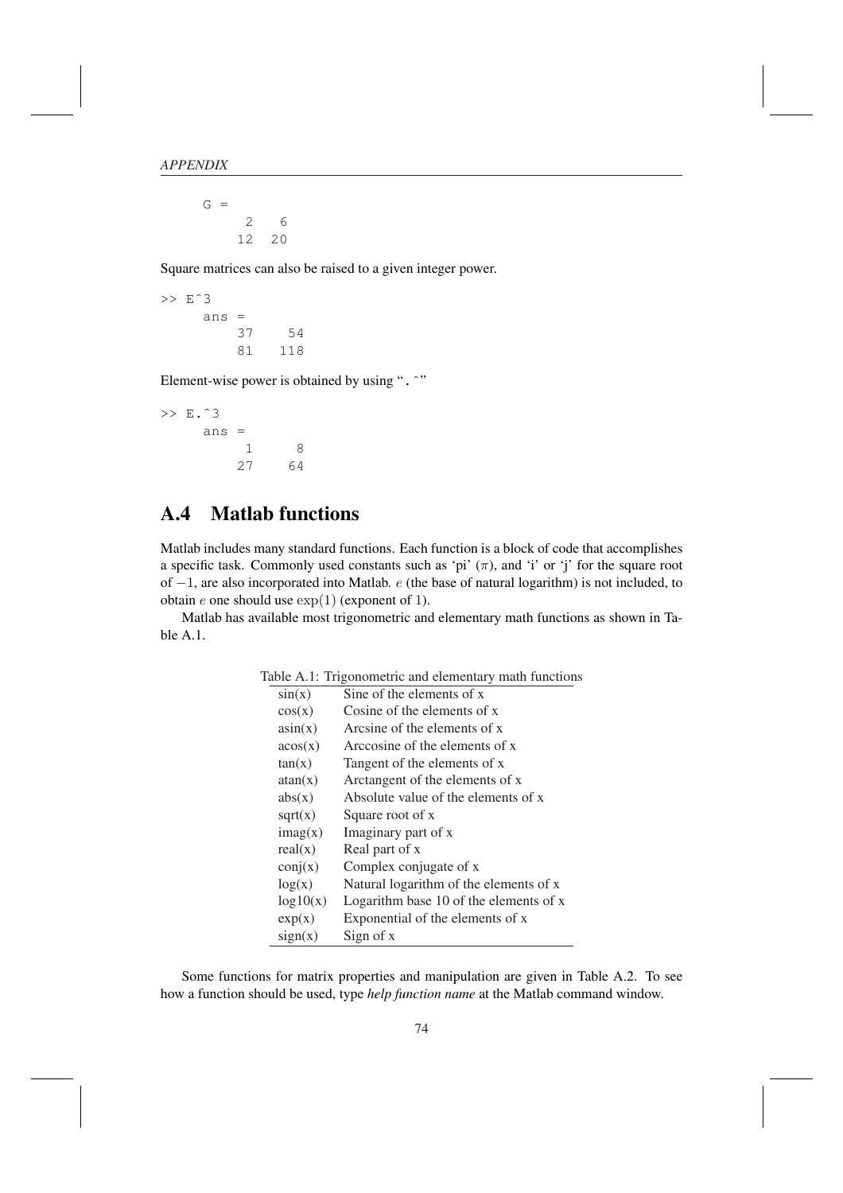```
G =
     2   6
    12  20
```

Square matrices can also be raised to a given integer power.

```
>> E^3
     ans =
         37    54
         81   118
```

Element-wise power is obtained by using ".^"

```
>> E.^3
     ans =
          1     8
         27    64
```

## A.4 Matlab functions

Matlab includes many standard functions. Each function is a block of code that accomplishes a specific task. Commonly used constants such as 'pi' ($\pi$), and 'i' or 'j' for the square root of $-1$, are also incorporated into Matlab. $e$ (the base of natural logarithm) is not included, to obtain $e$ one should use $\exp(1)$ (exponent of 1).

Matlab has available most trigonometric and elementary math functions as shown in Table A.1.

Table A.1: Trigonometric and elementary math functions

| | |
|---|---|
| sin(x) | Sine of the elements of x |
| cos(x) | Cosine of the elements of x |
| asin(x) | Arcsine of the elements of x |
| acos(x) | Arccosine of the elements of x |
| tan(x) | Tangent of the elements of x |
| atan(x) | Arctangent of the elements of x |
| abs(x) | Absolute value of the elements of x |
| sqrt(x) | Square root of x |
| imag(x) | Imaginary part of x |
| real(x) | Real part of x |
| conj(x) | Complex conjugate of x |
| log(x) | Natural logarithm of the elements of x |
| log10(x) | Logarithm base 10 of the elements of x |
| exp(x) | Exponential of the elements of x |
| sign(x) | Sign of x |

Some functions for matrix properties and manipulation are given in Table A.2. To see how a function should be used, type *help function name* at the Matlab command window.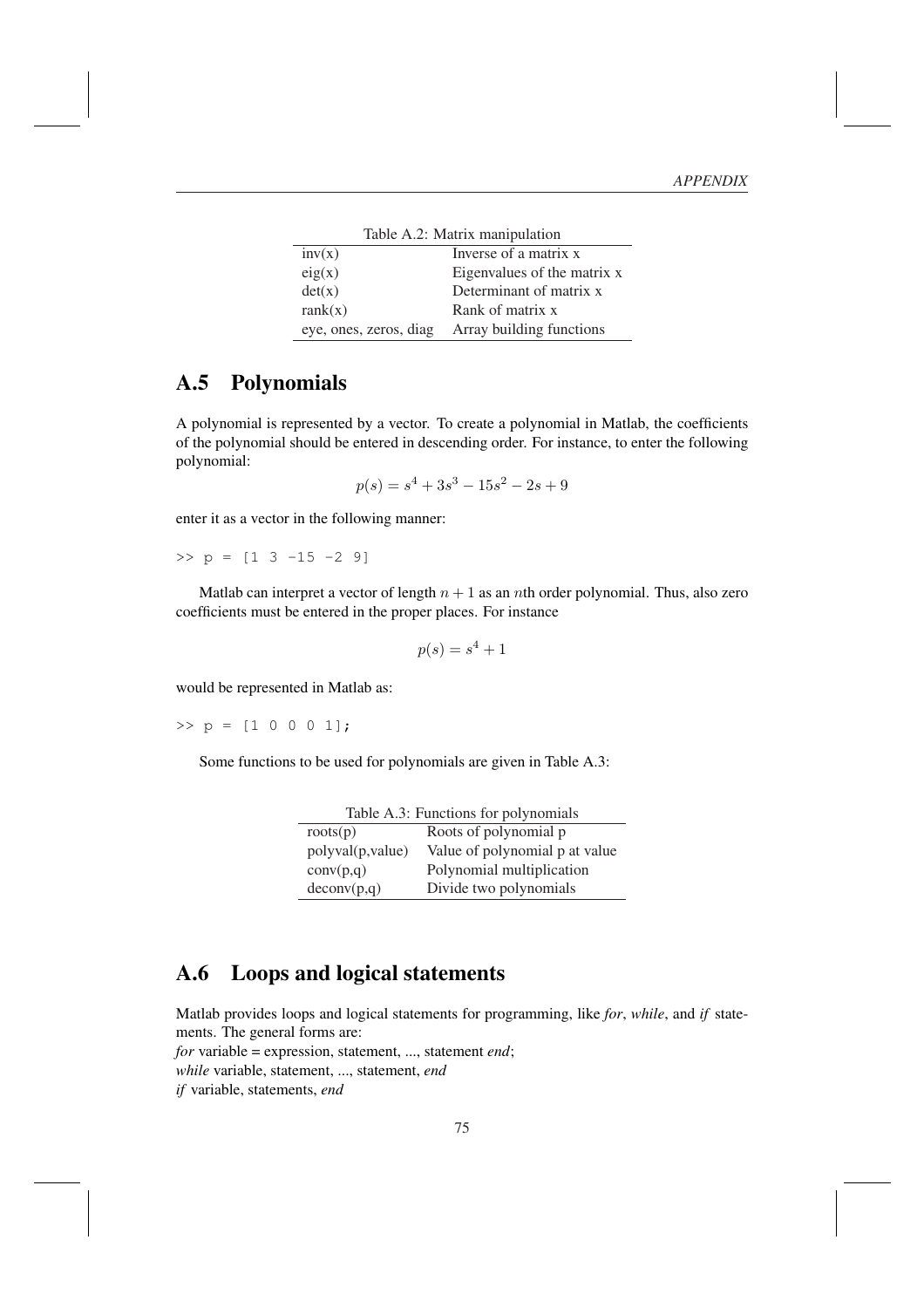Table A.2: Matrix manipulation

| | |
|---|---|
| inv(x) | Inverse of a matrix x |
| eig(x) | Eigenvalues of the matrix x |
| det(x) | Determinant of matrix x |
| rank(x) | Rank of matrix x |
| eye, ones, zeros, diag | Array building functions |

## A.5 Polynomials

A polynomial is represented by a vector. To create a polynomial in Matlab, the coefficients of the polynomial should be entered in descending order. For instance, to enter the following polynomial:

$$p(s) = s^4 + 3s^3 - 15s^2 - 2s + 9$$

enter it as a vector in the following manner:

```
>> p = [1 3 -15 -2 9]
```

Matlab can interpret a vector of length $n + 1$ as an $n$th order polynomial. Thus, also zero coefficients must be entered in the proper places. For instance

$$p(s) = s^4 + 1$$

would be represented in Matlab as:

```
>> p = [1 0 0 0 1];
```

Some functions to be used for polynomials are given in Table A.3:

Table A.3: Functions for polynomials

| | |
|---|---|
| roots(p) | Roots of polynomial p |
| polyval(p,value) | Value of polynomial p at value |
| conv(p,q) | Polynomial multiplication |
| deconv(p,q) | Divide two polynomials |

## A.6 Loops and logical statements

Matlab provides loops and logical statements for programming, like *for*, *while*, and *if* statements. The general forms are:
*for* variable = expression, statement, ..., statement *end*;
*while* variable, statement, ..., statement, *end*
*if* variable, statements, *end*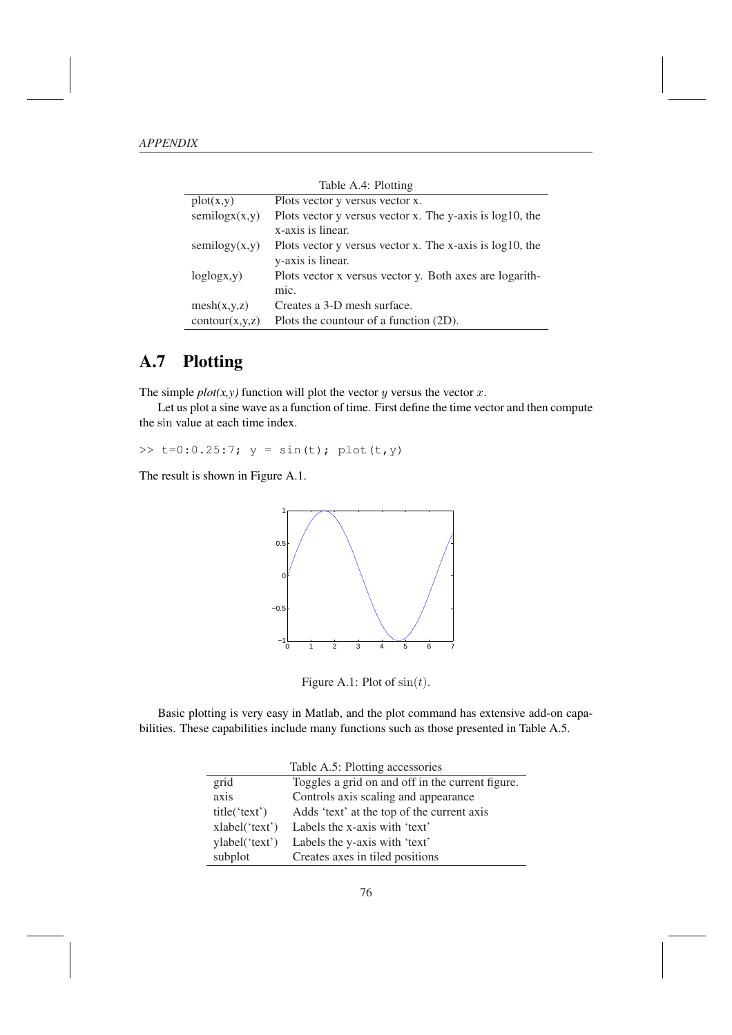Table A.4: Plotting

| | |
|---|---|
| plot(x,y) | Plots vector y versus vector x. |
| semilogx(x,y) | Plots vector y versus vector x. The y-axis is log10, the x-axis is linear. |
| semilogy(x,y) | Plots vector y versus vector x. The x-axis is log10, the y-axis is linear. |
| loglogx,y) | Plots vector x versus vector y. Both axes are logarithmic. |
| mesh(x,y,z) | Creates a 3-D mesh surface. |
| contour(x,y,z) | Plots the countour of a function (2D). |

## A.7 Plotting

The simple *plot(x,y)* function will plot the vector $y$ versus the vector $x$.

Let us plot a sine wave as a function of time. First define the time vector and then compute the $\sin$ value at each time index.

```
>> t=0:0.25:7; y = sin(t); plot(t,y)
```

The result is shown in Figure A.1.

Figure A.1: Plot of $\sin(t)$.

Basic plotting is very easy in Matlab, and the plot command has extensive add-on capabilities. These capabilities include many functions such as those presented in Table A.5.

Table A.5: Plotting accessories

| | |
|---|---|
| grid | Toggles a grid on and off in the current figure. |
| axis | Controls axis scaling and appearance |
| title('text') | Adds 'text' at the top of the current axis |
| xlabel('text') | Labels the x-axis with 'text' |
| ylabel('text') | Labels the y-axis with 'text' |
| subplot | Creates axes in tiled positions |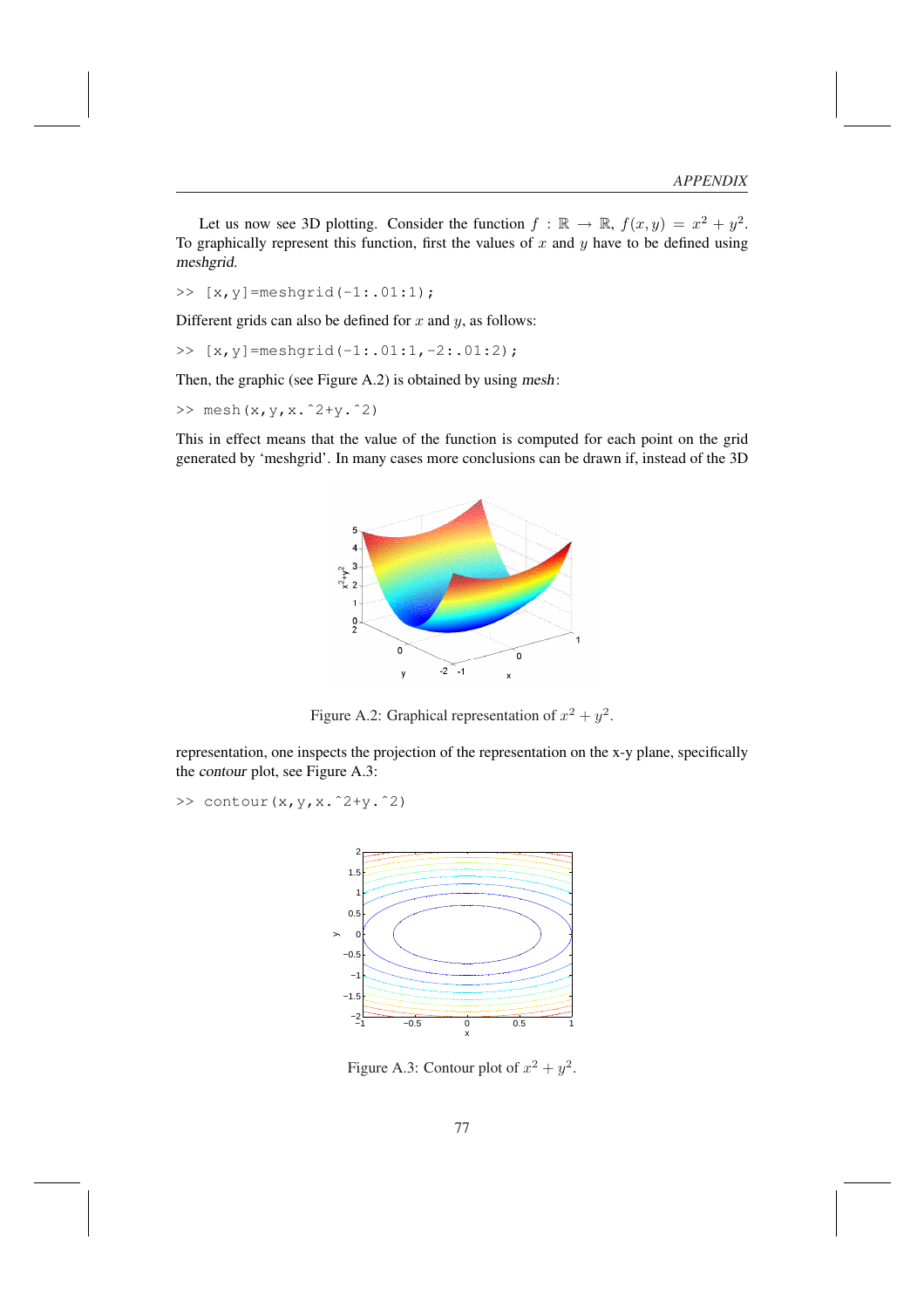Let us now see 3D plotting. Consider the function $f : \mathbb{R} \to \mathbb{R}$, $f(x, y) = x^2 + y^2$. To graphically represent this function, first the values of $x$ and $y$ have to be defined using *meshgrid*.

```
>> [x,y]=meshgrid(-1:.01:1);
```

Different grids can also be defined for $x$ and $y$, as follows:

```
>> [x,y]=meshgrid(-1:.01:1,-2:.01:2);
```

Then, the graphic (see Figure A.2) is obtained by using *mesh*:

```
>> mesh(x,y,x.^2+y.^2)
```

This in effect means that the value of the function is computed for each point on the grid generated by 'meshgrid'. In many cases more conclusions can be drawn if, instead of the 3D representation, one inspects the projection of the representation on the x-y plane, specifically the *contour* plot, see Figure A.3:

Figure A.2: Graphical representation of $x^2 + y^2$.

```
>> contour(x,y,x.^2+y.^2)
```

Figure A.3: Contour plot of $x^2 + y^2$.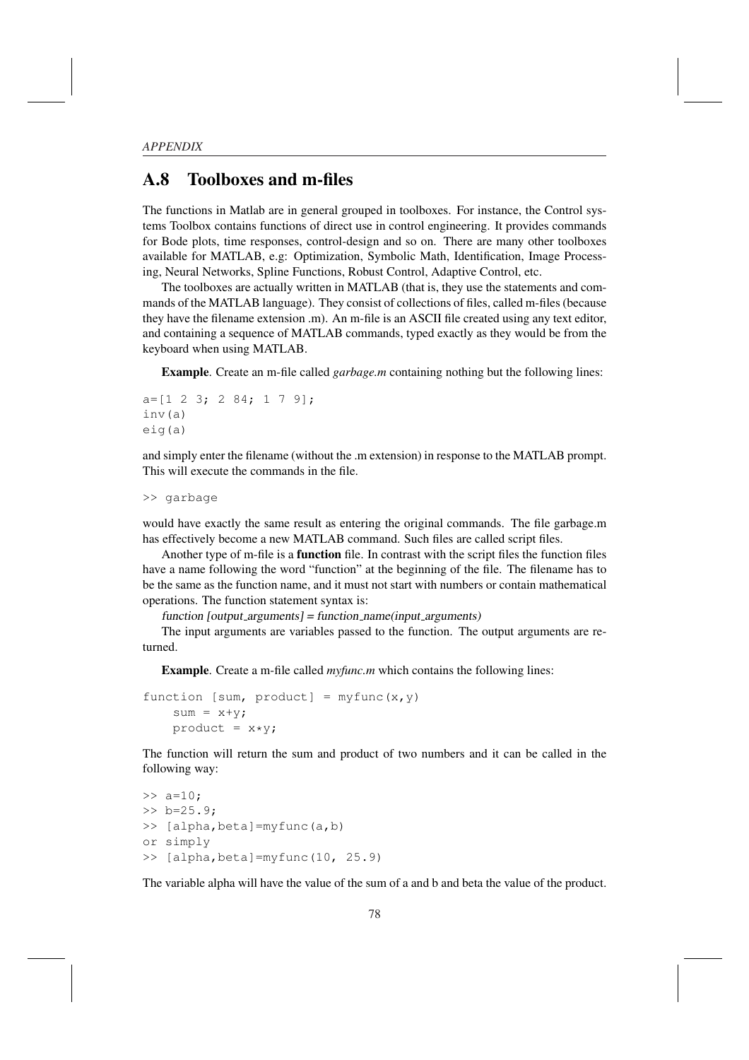## A.8 Toolboxes and m-files

The functions in Matlab are in general grouped in toolboxes. For instance, the Control systems Toolbox contains functions of direct use in control engineering. It provides commands for Bode plots, time responses, control-design and so on. There are many other toolboxes available for MATLAB, e.g: Optimization, Symbolic Math, Identification, Image Processing, Neural Networks, Spline Functions, Robust Control, Adaptive Control, etc.

The toolboxes are actually written in MATLAB (that is, they use the statements and commands of the MATLAB language). They consist of collections of files, called m-files (because they have the filename extension .m). An m-file is an ASCII file created using any text editor, and containing a sequence of MATLAB commands, typed exactly as they would be from the keyboard when using MATLAB.

**Example**. Create an m-file called *garbage.m* containing nothing but the following lines:

```
a=[1 2 3; 2 84; 1 7 9];
inv(a)
eig(a)
```

and simply enter the filename (without the .m extension) in response to the MATLAB prompt. This will execute the commands in the file.

```
>> garbage
```

would have exactly the same result as entering the original commands. The file garbage.m has effectively become a new MATLAB command. Such files are called script files.

Another type of m-file is a **function** file. In contrast with the script files the function files have a name following the word "function" at the beginning of the file. The filename has to be the same as the function name, and it must not start with numbers or contain mathematical operations. The function statement syntax is:

*function [output_arguments] = function_name(input_arguments)*

The input arguments are variables passed to the function. The output arguments are returned.

**Example**. Create a m-file called *myfunc.m* which contains the following lines:

```
function [sum, product] = myfunc(x,y)
    sum = x+y;
    product = x*y;
```

The function will return the sum and product of two numbers and it can be called in the following way:

```
>> a=10;
>> b=25.9;
>> [alpha,beta]=myfunc(a,b)
or simply
>> [alpha,beta]=myfunc(10, 25.9)
```

The variable alpha will have the value of the sum of a and b and beta the value of the product.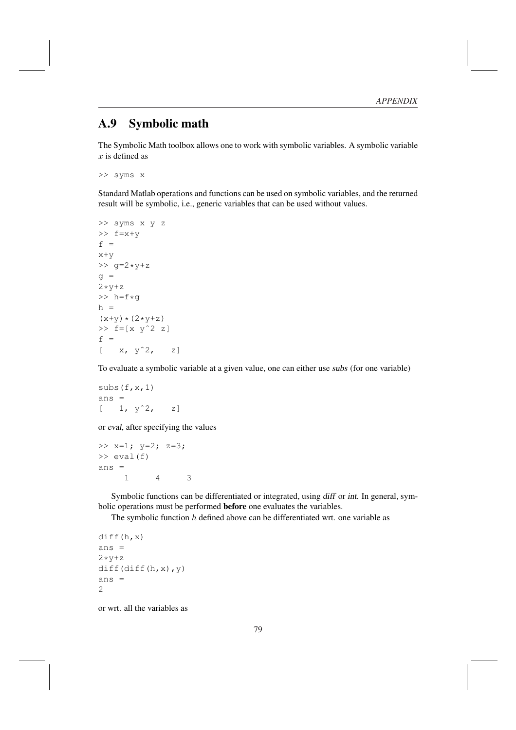## A.9 Symbolic math

The Symbolic Math toolbox allows one to work with symbolic variables. A symbolic variable $x$ is defined as

```
>> syms x
```

Standard Matlab operations and functions can be used on symbolic variables, and the returned result will be symbolic, i.e., generic variables that can be used without values.

```
>> syms x y z
>> f=x+y
f =
x+y
>> g=2*y+z
g =
2*y+z
>> h=f*g
h =
(x+y)*(2*y+z)
>> f=[x y^2 z]
f =
[   x, y^2,   z]
```

To evaluate a symbolic variable at a given value, one can either use *subs* (for one variable)

```
subs(f,x,1)
ans =
[   1, y^2,   z]
```

or *eval*, after specifying the values

```
>> x=1; y=2; z=3;
>> eval(f)
ans =
     1     4     3
```

Symbolic functions can be differentiated or integrated, using *diff* or *int*. In general, symbolic operations must be performed **before** one evaluates the variables.

The symbolic function $h$ defined above can be differentiated wrt. one variable as

```
diff(h,x)
ans =
2*y+z
diff(diff(h,x),y)
ans =
2
```

or wrt. all the variables as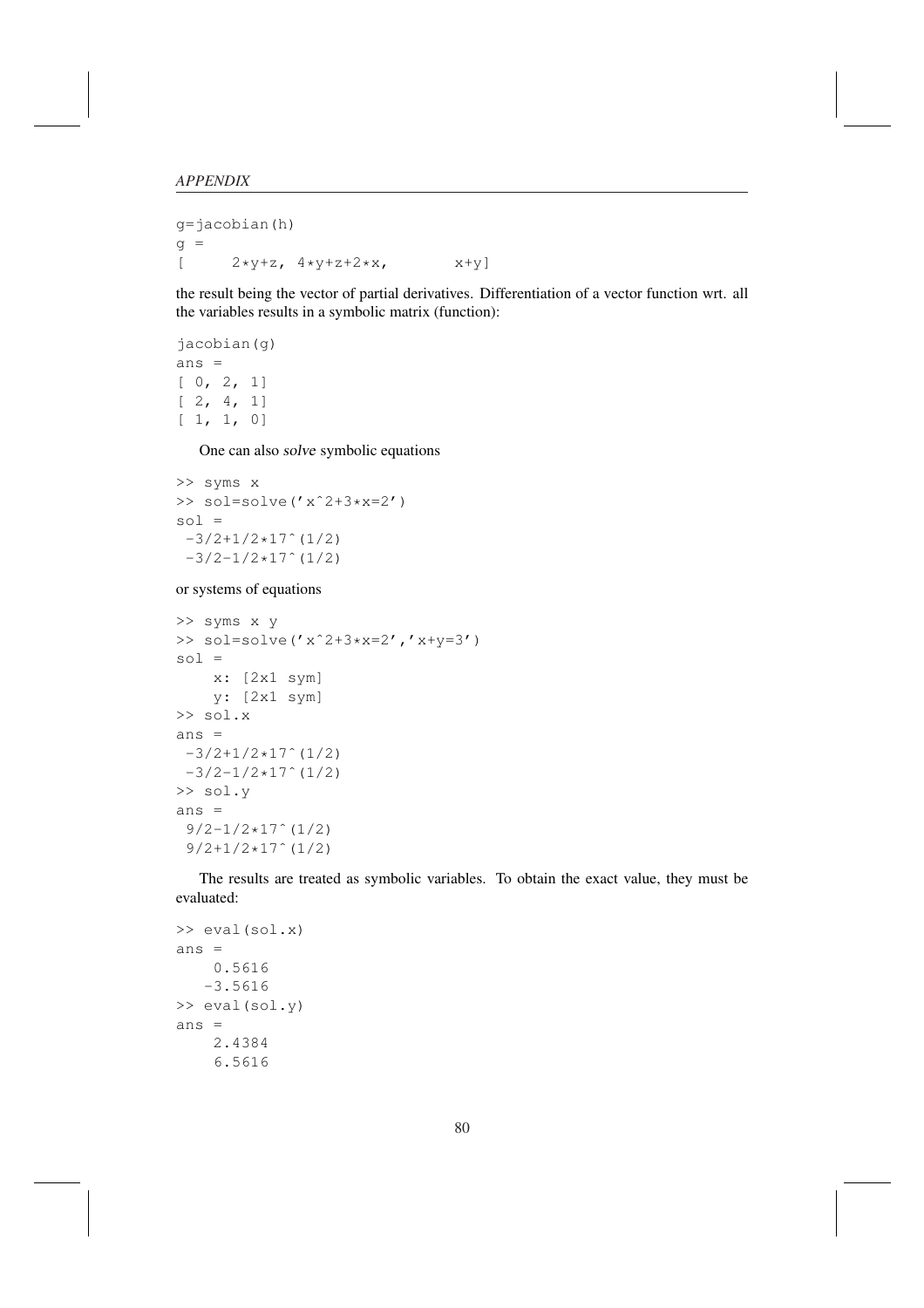```
g=jacobian(h)
g =
[      2*y+z, 4*y+z+2*x,        x+y]
```

the result being the vector of partial derivatives. Differentiation of a vector function wrt. all the variables results in a symbolic matrix (function):

```
jacobian(g)
ans =
[ 0, 2, 1]
[ 2, 4, 1]
[ 1, 1, 0]
```

One can also *solve* symbolic equations

```
>> syms x
>> sol=solve('x^2+3*x=2')
sol =
 -3/2+1/2*17^(1/2)
 -3/2-1/2*17^(1/2)
```

or systems of equations

```
>> syms x y
>> sol=solve('x^2+3*x=2','x+y=3')
sol =
    x: [2x1 sym]
    y: [2x1 sym]
>> sol.x
ans =
 -3/2+1/2*17^(1/2)
 -3/2-1/2*17^(1/2)
>> sol.y
ans =
 9/2-1/2*17^(1/2)
 9/2+1/2*17^(1/2)
```

The results are treated as symbolic variables. To obtain the exact value, they must be evaluated:

```
>> eval(sol.x)
ans =
    0.5616
   -3.5616
>> eval(sol.y)
ans =
    2.4384
    6.5616
```